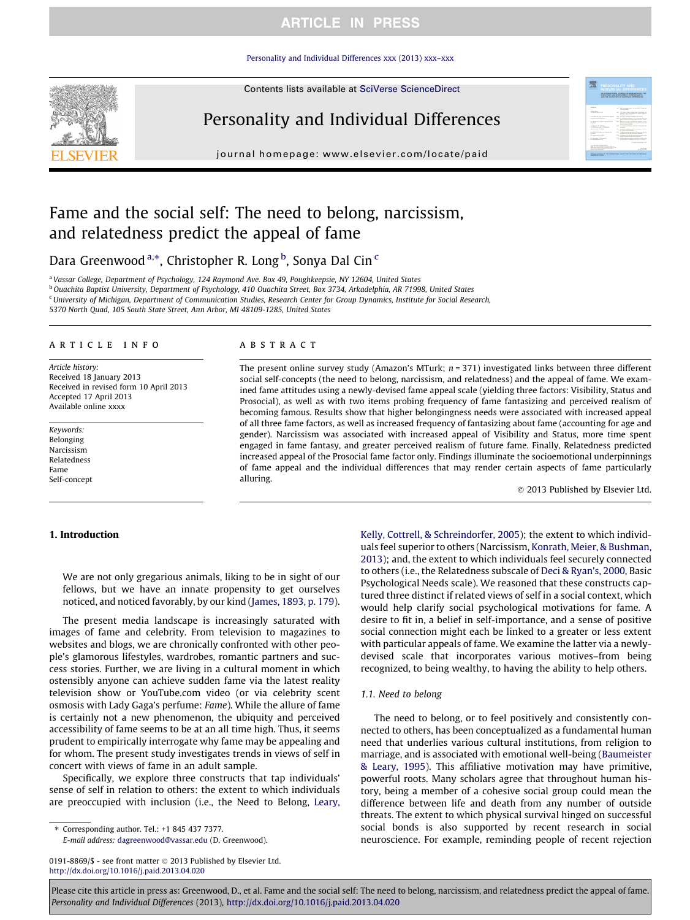# Fame and the social self: The need to belong, narcissism, and relatedness predict the appeal of fame

Dara Greenwood [a,*], Christopher R. Long [b], Sonya Dal Cin [c]

[a] Vassar College, Department of Psychology, 124 Raymond Ave. Box 49, Poughkeepsie, NY 12604, United States

[b] Ouachita Baptist University, Department of Psychology, 410 Ouachita Street, Box 3734, Arkadelphia, AR 71998, United States

[c] University of Michigan, Department of Communication Studies, Research Center for Group Dynamics, Institute for Social Research, 5370 North Quad, 105 South State Street, Ann Arbor, MI 48109-1285, United States

## ARTICLE INFO

*Article history:*
Received 18 January 2013
Received in revised form 10 April 2013
Accepted 17 April 2013
Available online xxxx

*Keywords:*
Belonging
Narcissism
Relatedness
Fame
Self-concept

## ABSTRACT

The present online survey study (Amazon's MTurk; $n = 371$) investigated links between three different social self-concepts (the need to belong, narcissism, and relatedness) and the appeal of fame. We examined fame attitudes using a newly-devised fame appeal scale (yielding three factors: Visibility, Status and Prosocial), as well as with two items probing frequency of fame fantasizing and perceived realism of becoming famous. Results show that higher belongingness needs were associated with increased appeal of all three fame factors, as well as increased frequency of fantasizing about fame (accounting for age and gender). Narcissism was associated with increased appeal of Visibility and Status, more time spent engaged in fame fantasy, and greater perceived realism of future fame. Finally, Relatedness predicted increased appeal of the Prosocial fame factor only. Findings illuminate the socioemotional underpinnings of fame appeal and the individual differences that may render certain aspects of fame particularly alluring.

© 2013 Published by Elsevier Ltd.

## 1. Introduction

> We are not only gregarious animals, liking to be in sight of our fellows, but we have an innate propensity to get ourselves noticed, and noticed favorably, by our kind (James, 1893, p. 179).

The present media landscape is increasingly saturated with images of fame and celebrity. From television to magazines to websites and blogs, we are chronically confronted with other people's glamorous lifestyles, wardrobes, romantic partners and success stories. Further, we are living in a cultural moment in which ostensibly anyone can achieve sudden fame via the latest reality television show or YouTube.com video (or via celebrity scent osmosis with Lady Gaga's perfume: *Fame*). While the allure of fame is certainly not a new phenomenon, the ubiquity and perceived accessibility of fame seems to be at an all time high. Thus, it seems prudent to empirically interrogate why fame may be appealing and for whom. The present study investigates trends in views of self in concert with views of fame in an adult sample.

Specifically, we explore three constructs that tap individuals' sense of self in relation to others: the extent to which individuals are preoccupied with inclusion (i.e., the Need to Belong, Leary, Kelly, Cottrell, & Schreindorfer, 2005); the extent to which individuals feel superior to others (Narcissism, Konrath, Meier, & Bushman, 2013); and, the extent to which individuals feel securely connected to others (i.e., the Relatedness subscale of Deci & Ryan's, 2000, Basic Psychological Needs scale). We reasoned that these constructs captured three distinct if related views of self in a social context, which would help clarify social psychological motivations for fame. A desire to fit in, a belief in self-importance, and a sense of positive social connection might each be linked to a greater or less extent with particular appeals of fame. We examine the latter via a newly-devised scale that incorporates various motives–from being recognized, to being wealthy, to having the ability to help others.

### 1.1. Need to belong

The need to belong, or to feel positively and consistently connected to others, has been conceptualized as a fundamental human need that underlies various cultural institutions, from religion to marriage, and is associated with emotional well-being (Baumeister & Leary, 1995). This affiliative motivation may have primitive, powerful roots. Many scholars agree that throughout human history, being a member of a cohesive social group could mean the difference between life and death from any number of outside threats. The extent to which physical survival hinged on successful social bonds is also supported by recent research in social neuroscience. For example, reminding people of recent rejection

* Corresponding author. Tel.: +1 845 437 7377.
E-mail address: dagreenwood@vassar.edu (D. Greenwood).

0191-8869/$ - see front matter © 2013 Published by Elsevier Ltd.
http://dx.doi.org/10.1016/j.paid.2013.04.020

Please cite this article in press as: Greenwood, D., et al. Fame and the social self: The need to belong, narcissism, and relatedness predict the appeal of fame. *Personality and Individual Differences* (2013), http://dx.doi.org/10.1016/j.paid.2013.04.020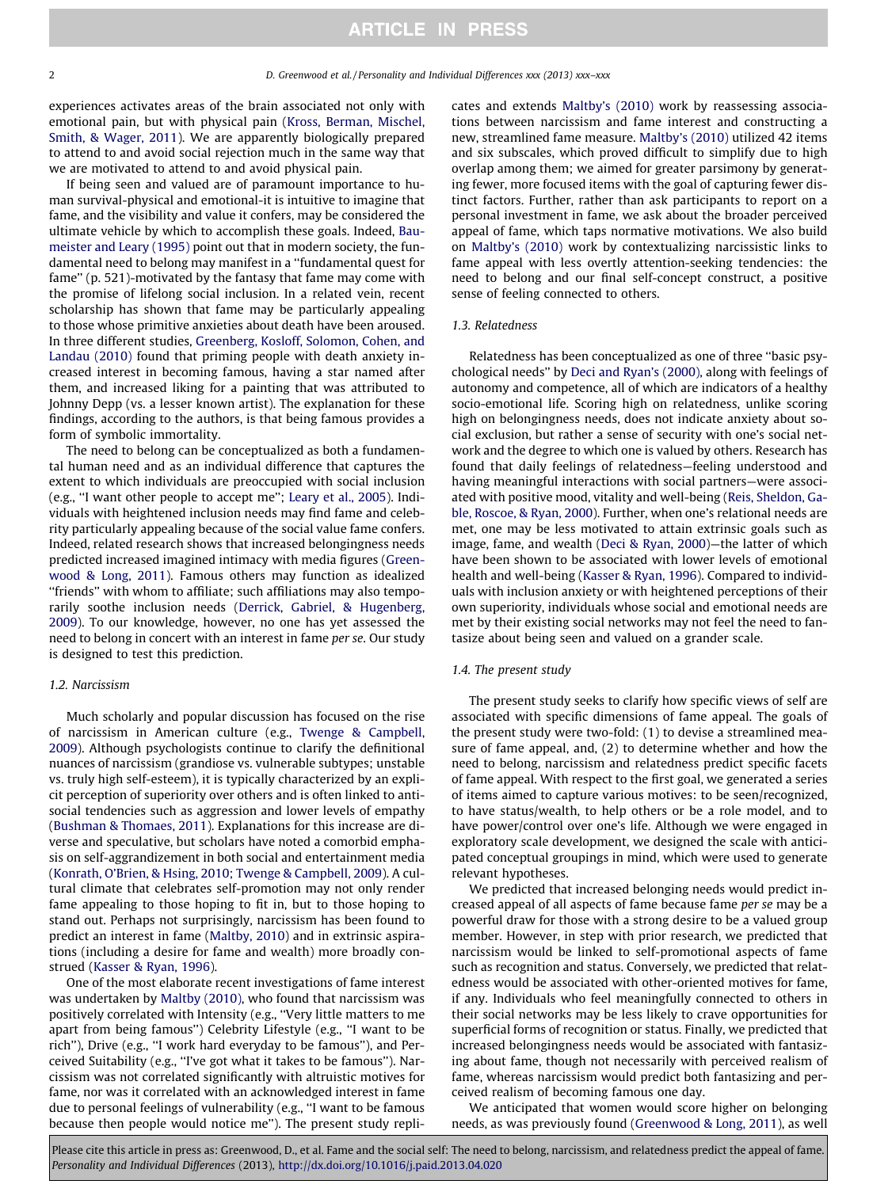experiences activates areas of the brain associated not only with emotional pain, but with physical pain (Kross, Berman, Mischel, Smith, & Wager, 2011). We are apparently biologically prepared to attend to and avoid social rejection much in the same way that we are motivated to attend to and avoid physical pain.

If being seen and valued are of paramount importance to human survival-physical and emotional-it is intuitive to imagine that fame, and the visibility and value it confers, may be considered the ultimate vehicle by which to accomplish these goals. Indeed, Baumeister and Leary (1995) point out that in modern society, the fundamental need to belong may manifest in a "fundamental quest for fame" (p. 521)-motivated by the fantasy that fame may come with the promise of lifelong social inclusion. In a related vein, recent scholarship has shown that fame may be particularly appealing to those whose primitive anxieties about death have been aroused. In three different studies, Greenberg, Kosloff, Solomon, Cohen, and Landau (2010) found that priming people with death anxiety increased interest in becoming famous, having a star named after them, and increased liking for a painting that was attributed to Johnny Depp (vs. a lesser known artist). The explanation for these findings, according to the authors, is that being famous provides a form of symbolic immortality.

The need to belong can be conceptualized as both a fundamental human need and as an individual difference that captures the extent to which individuals are preoccupied with social inclusion (e.g., "I want other people to accept me"; Leary et al., 2005). Individuals with heightened inclusion needs may find fame and celebrity particularly appealing because of the social value fame confers. Indeed, related research shows that increased belongingness needs predicted increased imagined intimacy with media figures (Greenwood & Long, 2011). Famous others may function as idealized "friends" with whom to affiliate; such affiliations may also temporarily soothe inclusion needs (Derrick, Gabriel, & Hugenberg, 2009). To our knowledge, however, no one has yet assessed the need to belong in concert with an interest in fame *per se*. Our study is designed to test this prediction.

### 1.2. Narcissism

Much scholarly and popular discussion has focused on the rise of narcissism in American culture (e.g., Twenge & Campbell, 2009). Although psychologists continue to clarify the definitional nuances of narcissism (grandiose vs. vulnerable subtypes; unstable vs. truly high self-esteem), it is typically characterized by an explicit perception of superiority over others and is often linked to antisocial tendencies such as aggression and lower levels of empathy (Bushman & Thomaes, 2011). Explanations for this increase are diverse and speculative, but scholars have noted a comorbid emphasis on self-aggrandizement in both social and entertainment media (Konrath, O'Brien, & Hsing, 2010; Twenge & Campbell, 2009). A cultural climate that celebrates self-promotion may not only render fame appealing to those hoping to fit in, but to those hoping to stand out. Perhaps not surprisingly, narcissism has been found to predict an interest in fame (Maltby, 2010) and in extrinsic aspirations (including a desire for fame and wealth) more broadly construed (Kasser & Ryan, 1996).

One of the most elaborate recent investigations of fame interest was undertaken by Maltby (2010), who found that narcissism was positively correlated with Intensity (e.g., "Very little matters to me apart from being famous") Celebrity Lifestyle (e.g., "I want to be rich"), Drive (e.g., "I work hard everyday to be famous"), and Perceived Suitability (e.g., "I've got what it takes to be famous"). Narcissism was not correlated significantly with altruistic motives for fame, nor was it correlated with an acknowledged interest in fame due to personal feelings of vulnerability (e.g., "I want to be famous because then people would notice me"). The present study replicates and extends Maltby's (2010) work by reassessing associations between narcissism and fame interest and constructing a new, streamlined fame measure. Maltby's (2010) utilized 42 items and six subscales, which proved difficult to simplify due to high overlap among them; we aimed for greater parsimony by generating fewer, more focused items with the goal of capturing fewer distinct factors. Further, rather than ask participants to report on a personal investment in fame, we ask about the broader perceived appeal of fame, which taps normative motivations. We also build on Maltby's (2010) work by contextualizing narcissistic links to fame appeal with less overtly attention-seeking tendencies: the need to belong and our final self-concept construct, a positive sense of feeling connected to others.

### 1.3. Relatedness

Relatedness has been conceptualized as one of three "basic psychological needs" by Deci and Ryan's (2000), along with feelings of autonomy and competence, all of which are indicators of a healthy socio-emotional life. Scoring high on relatedness, unlike scoring high on belongingness needs, does not indicate anxiety about social exclusion, but rather a sense of security with one's social network and the degree to which one is valued by others. Research has found that daily feelings of relatedness—feeling understood and having meaningful interactions with social partners—were associated with positive mood, vitality and well-being (Reis, Sheldon, Gable, Roscoe, & Ryan, 2000). Further, when one's relational needs are met, one may be less motivated to attain extrinsic goals such as image, fame, and wealth (Deci & Ryan, 2000)—the latter of which have been shown to be associated with lower levels of emotional health and well-being (Kasser & Ryan, 1996). Compared to individuals with inclusion anxiety or with heightened perceptions of their own superiority, individuals whose social and emotional needs are met by their existing social networks may not feel the need to fantasize about being seen and valued on a grander scale.

### 1.4. The present study

The present study seeks to clarify how specific views of self are associated with specific dimensions of fame appeal. The goals of the present study were two-fold: (1) to devise a streamlined measure of fame appeal, and, (2) to determine whether and how the need to belong, narcissism and relatedness predict specific facets of fame appeal. With respect to the first goal, we generated a series of items aimed to capture various motives: to be seen/recognized, to have status/wealth, to help others or be a role model, and to have power/control over one's life. Although we were engaged in exploratory scale development, we designed the scale with anticipated conceptual groupings in mind, which were used to generate relevant hypotheses.

We predicted that increased belonging needs would predict increased appeal of all aspects of fame because fame *per se* may be a powerful draw for those with a strong desire to be a valued group member. However, in step with prior research, we predicted that narcissism would be linked to self-promotional aspects of fame such as recognition and status. Conversely, we predicted that relatedness would be associated with other-oriented motives for fame, if any. Individuals who feel meaningfully connected to others in their social networks may be less likely to crave opportunities for superficial forms of recognition or status. Finally, we predicted that increased belongingness needs would be associated with fantasizing about fame, though not necessarily with perceived realism of fame, whereas narcissism would predict both fantasizing and perceived realism of becoming famous one day.

We anticipated that women would score higher on belonging needs, as was previously found (Greenwood & Long, 2011), as well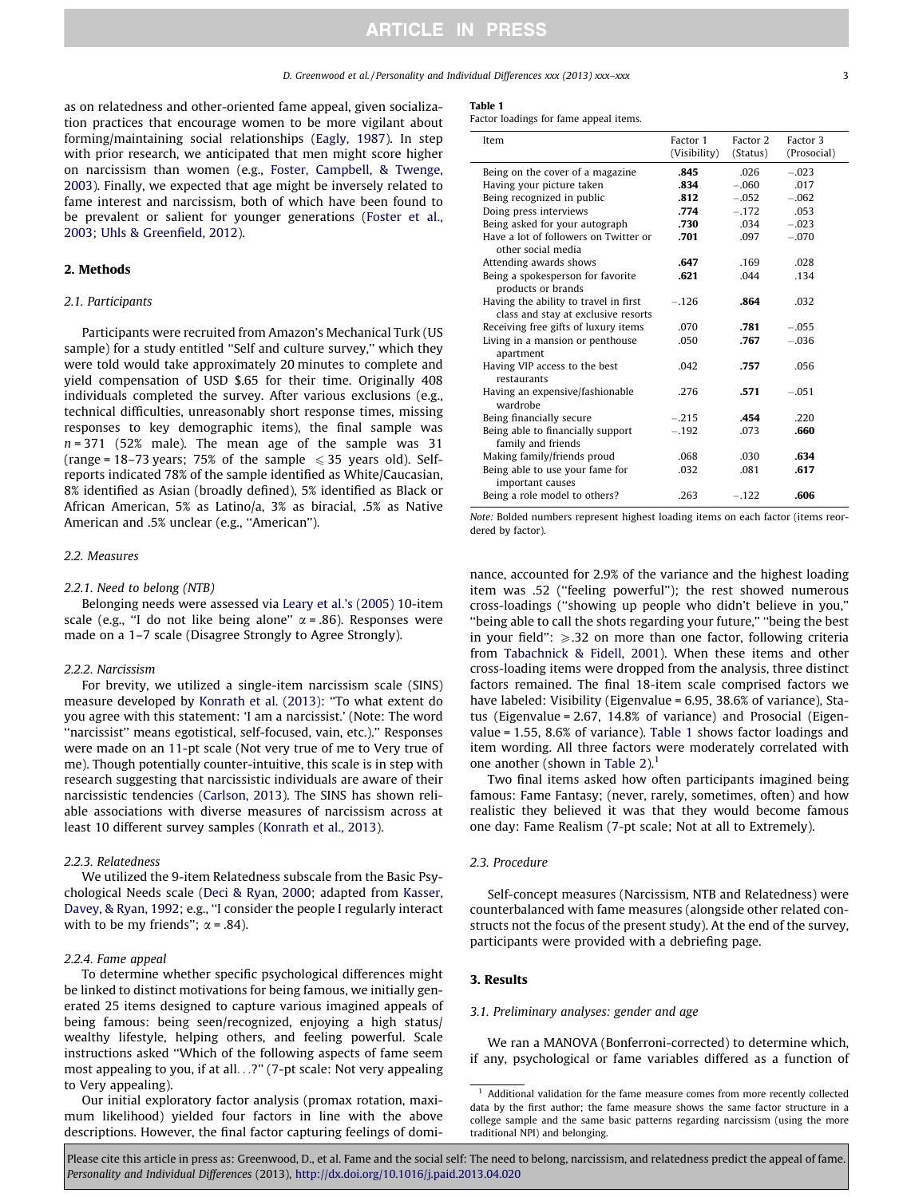as on relatedness and other-oriented fame appeal, given socialization practices that encourage women to be more vigilant about forming/maintaining social relationships (Eagly, 1987). In step with prior research, we anticipated that men might score higher on narcissism than women (e.g., Foster, Campbell, & Twenge, 2003). Finally, we expected that age might be inversely related to fame interest and narcissism, both of which have been found to be prevalent or salient for younger generations (Foster et al., 2003; Uhls & Greenfield, 2012).

## 2. Methods

### 2.1. Participants

Participants were recruited from Amazon's Mechanical Turk (US sample) for a study entitled "Self and culture survey," which they were told would take approximately 20 minutes to complete and yield compensation of USD $.65 for their time. Originally 408 individuals completed the survey. After various exclusions (e.g., technical difficulties, unreasonably short response times, missing responses to key demographic items), the final sample was $n = 371$ (52% male). The mean age of the sample was 31 (range = 18–73 years; 75% of the sample $\leqslant 35$ years old). Self-reports indicated 78% of the sample identified as White/Caucasian, 8% identified as Asian (broadly defined), 5% identified as Black or African American, 5% as Latino/a, 3% as biracial, .5% as Native American and .5% unclear (e.g., "American").

### 2.2. Measures

#### 2.2.1. Need to belong (NTB)

Belonging needs were assessed via Leary et al.'s (2005) 10-item scale (e.g., "I do not like being alone" $\alpha = .86$). Responses were made on a 1–7 scale (Disagree Strongly to Agree Strongly).

#### 2.2.2. Narcissism

For brevity, we utilized a single-item narcissism scale (SINS) measure developed by Konrath et al. (2013): "To what extent do you agree with this statement: 'I am a narcissist.' (Note: The word "narcissist" means egotistical, self-focused, vain, etc.)." Responses were made on an 11-pt scale (Not very true of me to Very true of me). Though potentially counter-intuitive, this scale is in step with research suggesting that narcissistic individuals are aware of their narcissistic tendencies (Carlson, 2013). The SINS has shown reliable associations with diverse measures of narcissism across at least 10 different survey samples (Konrath et al., 2013).

#### 2.2.3. Relatedness

We utilized the 9-item Relatedness subscale from the Basic Psychological Needs scale (Deci & Ryan, 2000; adapted from Kasser, Davey, & Ryan, 1992; e.g., "I consider the people I regularly interact with to be my friends"; $\alpha = .84$).

#### 2.2.4. Fame appeal

To determine whether specific psychological differences might be linked to distinct motivations for being famous, we initially generated 25 items designed to capture various imagined appeals of being famous: being seen/recognized, enjoying a high status/wealthy lifestyle, helping others, and feeling powerful. Scale instructions asked "Which of the following aspects of fame seem most appealing to you, if at all…?" (7-pt scale: Not very appealing to Very appealing).

Our initial exploratory factor analysis (promax rotation, maximum likelihood) yielded four factors in line with the above descriptions. However, the final factor capturing feelings of dominance, accounted for 2.9% of the variance and the highest loading item was .52 ("feeling powerful"); the rest showed numerous cross-loadings ("showing up people who didn't believe in you," "being able to call the shots regarding your future," "being the best in your field": $\geqslant .32$ on more than one factor, following criteria from Tabachnick & Fidell, 2001). When these items and other cross-loading items were dropped from the analysis, three distinct factors remained. The final 18-item scale comprised factors we have labeled: Visibility (Eigenvalue = 6.95, 38.6% of variance), Status (Eigenvalue = 2.67, 14.8% of variance) and Prosocial (Eigenvalue = 1.55, 8.6% of variance). Table 1 shows factor loadings and item wording. All three factors were moderately correlated with one another (shown in Table 2).[1]

**Table 1**
Factor loadings for fame appeal items.

| Item | Factor 1 (Visibility) | Factor 2 (Status) | Factor 3 (Prosocial) |
|---|---|---|---|
| Being on the cover of a magazine | **.845** | .026 | −.023 |
| Having your picture taken | **.834** | −.060 | .017 |
| Being recognized in public | **.812** | −.052 | −.062 |
| Doing press interviews | **.774** | −.172 | .053 |
| Being asked for your autograph | **.730** | .034 | −.023 |
| Have a lot of followers on Twitter or other social media | **.701** | .097 | −.070 |
| Attending awards shows | **.647** | .169 | .028 |
| Being a spokesperson for favorite products or brands | **.621** | .044 | .134 |
| Having the ability to travel in first class and stay at exclusive resorts | −.126 | **.864** | .032 |
| Receiving free gifts of luxury items | .070 | **.781** | −.055 |
| Living in a mansion or penthouse apartment | .050 | **.767** | −.036 |
| Having VIP access to the best restaurants | .042 | **.757** | .056 |
| Having an expensive/fashionable wardrobe | .276 | **.571** | −.051 |
| Being financially secure | −.215 | **.454** | .220 |
| Being able to financially support family and friends | −.192 | .073 | **.660** |
| Making family/friends proud | .068 | .030 | **.634** |
| Being able to use your fame for important causes | .032 | .081 | **.617** |
| Being a role model to others? | .263 | −.122 | **.606** |

*Note:* Bolded numbers represent highest loading items on each factor (items reordered by factor).

Two final items asked how often participants imagined being famous: Fame Fantasy; (never, rarely, sometimes, often) and how realistic they believed it was that they would become famous one day: Fame Realism (7-pt scale; Not at all to Extremely).

### 2.3. Procedure

Self-concept measures (Narcissism, NTB and Relatedness) were counterbalanced with fame measures (alongside other related constructs not the focus of the present study). At the end of the survey, participants were provided with a debriefing page.

## 3. Results

### 3.1. Preliminary analyses: gender and age

We ran a MANOVA (Bonferroni-corrected) to determine which, if any, psychological or fame variables differed as a function of

[1] Additional validation for the fame measure comes from more recently collected data by the first author; the fame measure shows the same factor structure in a college sample and the same basic patterns regarding narcissism (using the more traditional NPI) and belonging.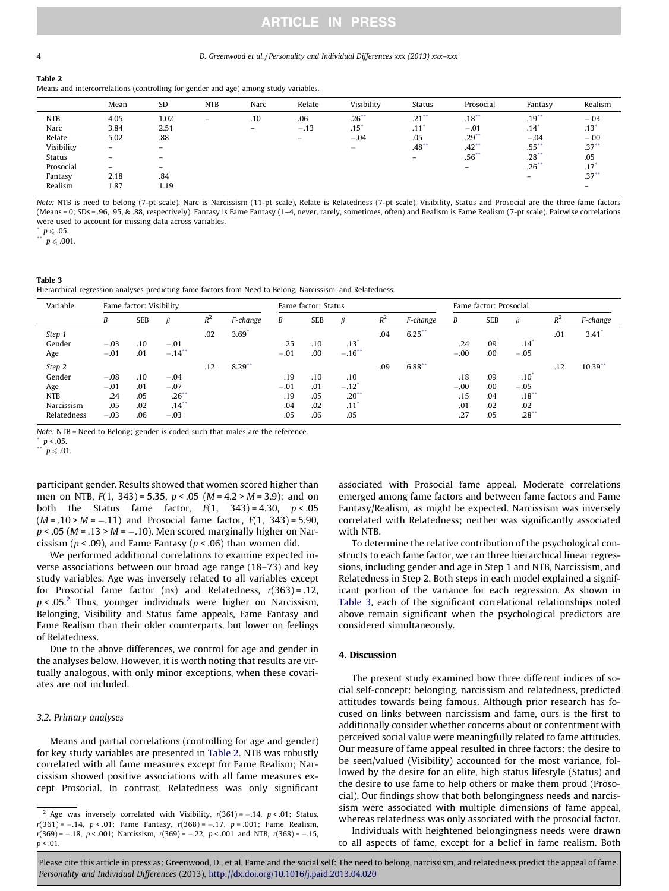**Table 2**
Means and intercorrelations (controlling for gender and age) among study variables.

| | Mean | SD | NTB | Narc | Relate | Visibility | Status | Prosocial | Fantasy | Realism |
|---|---|---|---|---|---|---|---|---|---|---|
| NTB | 4.05 | 1.02 | – | .10 | .06 | .26** | .21** | .18** | .19** | −.03 |
| Narc | 3.84 | 2.51 | | – | −.13 | .15* | .11* | −.01 | .14* | .13* |
| Relate | 5.02 | .88 | | | – | −.04 | .05 | .29** | −.04 | −.00 |
| Visibility | – | – | | | | – | .48** | .42** | .55** | .37** |
| Status | – | – | | | | | – | .56** | .28** | .05 |
| Prosocial | – | – | | | | | | – | .26** | .17* |
| Fantasy | 2.18 | .84 | | | | | | | – | .37** |
| Realism | 1.87 | 1.19 | | | | | | | | – |

*Note:* NTB is need to belong (7-pt scale), Narc is Narcissism (11-pt scale), Relate is Relatedness (7-pt scale), Visibility, Status and Prosocial are the three fame factors (Means = 0; SDs = .96, .95, & .88, respectively). Fantasy is Fame Fantasy (1–4, never, rarely, sometimes, often) and Realism is Fame Realism (7-pt scale). Pairwise correlations were used to account for missing data across variables.
* $p \leq .05$.
** $p \leq .001$.

**Table 3**
Hierarchical regression analyses predicting fame factors from Need to Belong, Narcissism, and Relatedness.

| Variable | Fame factor: Visibility | | | | | Fame factor: Status | | | | | Fame factor: Prosocial | | | | |
|---|---|---|---|---|---|---|---|---|---|---|---|---|---|---|---|
| | *B* | SEB | *β* | $R^2$ | *F-change* | *B* | SEB | *β* | $R^2$ | *F-change* | *B* | SEB | *β* | $R^2$ | *F-change* |
| *Step 1* | | | | .02 | 3.69* | | | | .04 | 6.25** | | | | .01 | 3.41* |
| Gender | −.03 | .10 | −.01 | | | .25 | .10 | .13* | | | .24 | .09 | .14* | | |
| Age | −.01 | .01 | −.14** | | | −.01 | .00 | −.16** | | | −.00 | .00 | −.05 | | |
| *Step 2* | | | | .12 | 8.29** | | | | .09 | 6.88** | | | | .12 | 10.39** |
| Gender | −.08 | .10 | −.04 | | | .19 | .10 | .10 | | | .18 | .09 | .10* | | |
| Age | −.01 | .01 | −.07 | | | −.01 | .01 | −.12* | | | −.00 | .00 | −.05 | | |
| NTB | .24 | .05 | .26** | | | .19 | .05 | .20** | | | .15 | .04 | .18** | | |
| Narcissism | .05 | .02 | .14** | | | .04 | .02 | .11* | | | .01 | .02 | .02 | | |
| Relatedness | −.03 | .06 | −.03 | | | .05 | .06 | .05 | | | .27 | .05 | .28** | | |

*Note:* NTB = Need to Belong; gender is coded such that males are the reference.
* $p < .05$.
** $p \leq .01$.

participant gender. Results showed that women scored higher than men on NTB, $F(1, 343) = 5.35$, $p < .05$ ($M = 4.2 > M = 3.9$); and on both the Status fame factor, $F(1, 343) = 4.30$, $p < .05$ ($M = .10 > M = -.11$) and Prosocial fame factor, $F(1, 343) = 5.90$, $p < .05$ ($M = .13 > M = -.10$). Men scored marginally higher on Narcissism ($p < .09$), and Fame Fantasy ($p < .06$) than women did.

We performed additional correlations to examine expected inverse associations between our broad age range (18–73) and key study variables. Age was inversely related to all variables except for Prosocial fame factor (ns) and Relatedness, $r(363) = .12$, $p < .05$.[2] Thus, younger individuals were higher on Narcissism, Belonging, Visibility and Status fame appeals, Fame Fantasy and Fame Realism than their older counterparts, but lower on feelings of Relatedness.

Due to the above differences, we control for age and gender in the analyses below. However, it is worth noting that results are virtually analogous, with only minor exceptions, when these covariates are not included.

### 3.2. Primary analyses

Means and partial correlations (controlling for age and gender) for key study variables are presented in Table 2. NTB was robustly correlated with all fame measures except for Fame Realism; Narcissism showed positive associations with all fame measures except Prosocial. In contrast, Relatedness was only significant associated with Prosocial fame appeal. Moderate correlations emerged among fame factors and between fame factors and Fame Fantasy/Realism, as might be expected. Narcissism was inversely correlated with Relatedness; neither was significantly associated with NTB.

To determine the relative contribution of the psychological constructs to each fame factor, we ran three hierarchical linear regressions, including gender and age in Step 1 and NTB, Narcissism, and Relatedness in Step 2. Both steps in each model explained a significant portion of the variance for each regression. As shown in Table 3, each of the significant correlational relationships noted above remain significant when the psychological predictors are considered simultaneously.

## 4. Discussion

The present study examined how three different indices of social self-concept: belonging, narcissism and relatedness, predicted attitudes towards being famous. Although prior research has focused on links between narcissism and fame, ours is the first to additionally consider whether concerns about or contentment with perceived social value were meaningfully related to fame attitudes. Our measure of fame appeal resulted in three factors: the desire to be seen/valued (Visibility) accounted for the most variance, followed by the desire for an elite, high status lifestyle (Status) and the desire to use fame to help others or make them proud (Prosocial). Our findings show that both belongingness needs and narcissism were associated with multiple dimensions of fame appeal, whereas relatedness was only associated with the prosocial factor.

Individuals with heightened belongingness needs were drawn to all aspects of fame, except for a belief in fame realism. Both

[2] Age was inversely correlated with Visibility, $r(361) = -.14$, $p < .01$; Status, $r(361) = -.14$, $p < .01$; Fame Fantasy, $r(368) = -.17$, $p = .001$; Fame Realism, $r(369) = -.18$, $p < .001$; Narcissism, $r(369) = -.22$, $p < .001$ and NTB, $r(368) = -.15$, $p < .01$.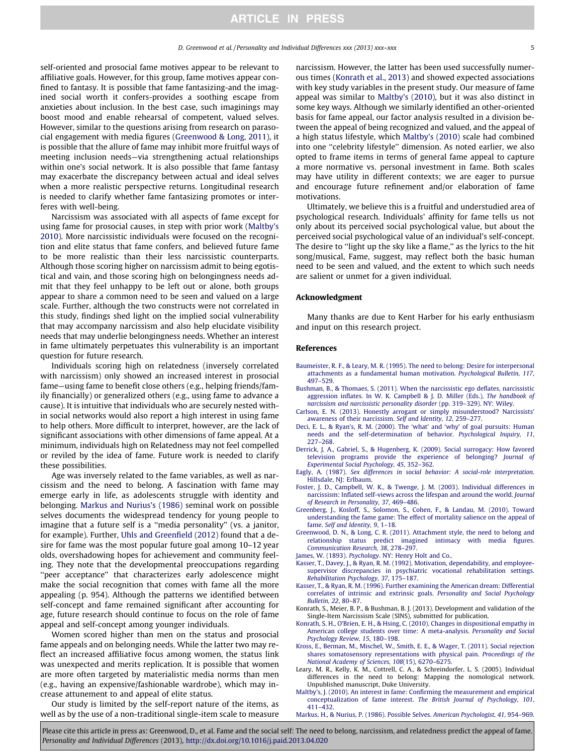self-oriented and prosocial fame motives appear to be relevant to affiliative goals. However, for this group, fame motives appear confined to fantasy. It is possible that fame fantasizing-and the imagined social worth it confers-provides a soothing escape from anxieties about inclusion. In the best case, such imaginings may boost mood and enable rehearsal of competent, valued selves. However, similar to the questions arising from research on parasocial engagement with media figures (Greenwood & Long, 2011), it is possible that the allure of fame may inhibit more fruitful ways of meeting inclusion needs—via strengthening actual relationships within one's social network. It is also possible that fame fantasy may exacerbate the discrepancy between actual and ideal selves when a more realistic perspective returns. Longitudinal research is needed to clarify whether fame fantasizing promotes or interferes with well-being.

Narcissism was associated with all aspects of fame except for using fame for prosocial causes, in step with prior work (Maltby's 2010). More narcissistic individuals were focused on the recognition and elite status that fame confers, and believed future fame to be more realistic than their less narcissistic counterparts. Although those scoring higher on narcissism admit to being egotistical and vain, and those scoring high on belongingness needs admit that they feel unhappy to be left out or alone, both groups appear to share a common need to be seen and valued on a large scale. Further, although the two constructs were not correlated in this study, findings shed light on the implied social vulnerability that may accompany narcissism and also help elucidate visibility needs that may underlie belongingness needs. Whether an interest in fame ultimately perpetuates this vulnerability is an important question for future research.

Individuals scoring high on relatedness (inversely correlated with narcissism) only showed an increased interest in prosocial fame—using fame to benefit close others (e.g., helping friends/family financially) or generalized others (e.g., using fame to advance a cause). It is intuitive that individuals who are securely nested within social networks would also report a high interest in using fame to help others. More difficult to interpret, however, are the lack of significant associations with other dimensions of fame appeal. At a minimum, individuals high on Relatedness may not feel compelled or reviled by the idea of fame. Future work is needed to clarify these possibilities.

Age was inversely related to the fame variables, as well as narcissism and the need to belong. A fascination with fame may emerge early in life, as adolescents struggle with identity and belonging. Markus and Nurius's (1986) seminal work on possible selves documents the widespread tendency for young people to imagine that a future self is a "media personality" (vs. a janitor, for example). Further, Uhls and Greenfield (2012) found that a desire for fame was the most popular future goal among 10–12 year olds, overshadowing hopes for achievement and community feeling. They note that the developmental preoccupations regarding "peer acceptance" that characterizes early adolescence might make the social recognition that comes with fame all the more appealing (p. 954). Although the patterns we identified between self-concept and fame remained significant after accounting for age, future research should continue to focus on the role of fame appeal and self-concept among younger individuals.

Women scored higher than men on the status and prosocial fame appeals and on belonging needs. While the latter two may reflect an increased affiliative focus among women, the status link was unexpected and merits replication. It is possible that women are more often targeted by materialistic media norms than men (e.g., having an expensive/fashionable wardrobe), which may increase attunement to and appeal of elite status.

Our study is limited by the self-report nature of the items, as well as by the use of a non-traditional single-item scale to measure narcissism. However, the latter has been used successfully numerous times (Konrath et al., 2013) and showed expected associations with key study variables in the present study. Our measure of fame appeal was similar to Maltby's (2010), but it was also distinct in some key ways. Although we similarly identified an other-oriented basis for fame appeal, our factor analysis resulted in a division between the appeal of being recognized and valued, and the appeal of a high status lifestyle, which Maltby's (2010) scale had combined into one "celebrity lifestyle" dimension. As noted earlier, we also opted to frame items in terms of general fame appeal to capture a more normative vs. personal investment in fame. Both scales may have utility in different contexts; we are eager to pursue and encourage future refinement and/or elaboration of fame motivations.

Ultimately, we believe this is a fruitful and understudied area of psychological research. Individuals' affinity for fame tells us not only about its perceived social psychological value, but about the perceived social psychological value of an individual's self-concept. The desire to "light up the sky like a flame," as the lyrics to the hit song/musical, Fame, suggest, may reflect both the basic human need to be seen and valued, and the extent to which such needs are salient or unmet for a given individual.

## Acknowledgment

Many thanks are due to Kent Harber for his early enthusiasm and input on this research project.

## References

Baumeister, R. F., & Leary, M. R. (1995). The need to belong: Desire for interpersonal attachments as a fundamental human motivation. *Psychological Bulletin, 117*, 497–529.

Bushman, B., & Thomaes, S. (2011). When the narcissistic ego deflates, narcissistic aggression inflates. In W. K. Campbell & J. D. Miller (Eds.), *The handbook of narcissism and narcissistic personality disorder* (pp. 319–329). NY: Wiley.

Carlson, E. N. (2013). Honestly arrogant or simply misunderstood? Narcissists' awareness of their narcissism. *Self and Identity, 12*, 259–277.

Deci, E. L., & Ryan's, R. M. (2000). The 'what' and 'why' of goal pursuits: Human needs and the self-determination of behavior. *Psychological Inquiry, 11*, 227–268.

Derrick, J. A., Gabriel, S., & Hugenberg, K. (2009). Social surrogacy: How favored television programs provide the experience of belonging? *Journal of Experimental Social Psychology, 45*, 352–362.

Eagly, A. (1987). *Sex differences in social behavior: A social-role interpretation*. Hillsdale, NJ: Erlbaum.

Foster, J. D., Campbell, W. K., & Twenge, J. M. (2003). Individual differences in narcissism: Inflated self-views across the lifespan and around the world. *Journal of Research in Personality, 37*, 469–486.

Greenberg, J., Kosloff, S., Solomon, S., Cohen, F., & Landau, M. (2010). Toward understanding the fame game: The effect of mortality salience on the appeal of fame. *Self and Identity, 9*, 1–18.

Greenwood, D. N., & Long, C. R. (2011). Attachment style, the need to belong and relationship status predict imagined intimacy with media figures. *Communication Research, 38*, 278–297.

James, W. (1893). *Psychology*. NY: Henry Holt and Co..

Kasser, T., Davey, J., & Ryan, R. M. (1992). Motivation, dependability, and employee-supervisor discrepancies in psychiatric vocational rehabilitation settings. *Rehabilitation Psychology, 37*, 175–187.

Kasser, T., & Ryan, R. M. (1996). Further examining the American dream: Differential correlates of intrinsic and extrinsic goals. *Personality and Social Psychology Bulletin, 22*, 80–87.

Konrath, S., Meier, B. P., & Bushman, B. J. (2013). Development and validation of the Single-Item Narcissism Scale (SINS), submitted for publication.

Konrath, S. H., O'Brien, E. H., & Hsing, C. (2010). Changes in dispositional empathy in American college students over time: A meta-analysis. *Personality and Social Psychology Review, 15*, 180–198.

Kross, E., Berman, M., Mischel, W., Smith, E. E., & Wager, T. (2011). Social rejection shares somatosensory representations with physical pain. *Proceedings of the National Academy of Sciences, 108*(15), 6270–6275.

Leary, M. R., Kelly, K. M., Cottrell, C. A., & Schreindorfer, L. S. (2005). Individual differences in the need to belong: Mapping the nomological network. Unpublished manuscript, Duke University.

Maltby's, J. (2010). An interest in fame: Confirming the measurement and empirical conceptualization of fame interest. *The British Journal of Psychology, 101*, 411–432.

Markus, H., & Nurius, P. (1986). Possible Selves. *American Psychologist, 41*, 954–969.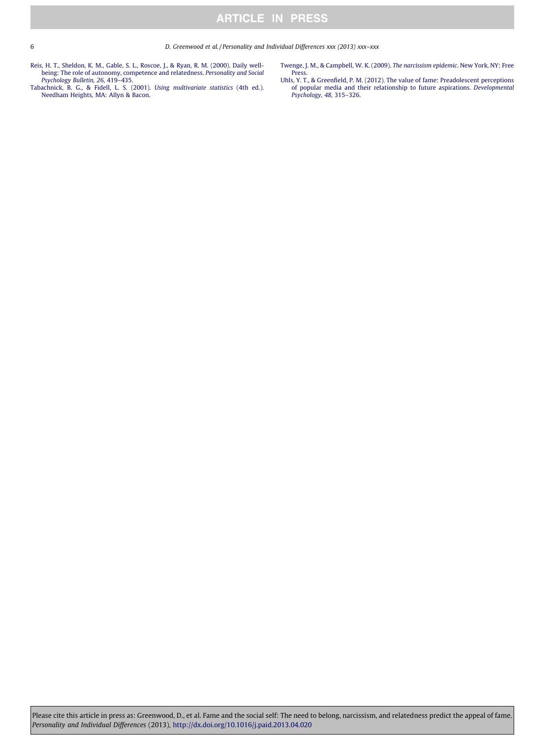Reis, H. T., Sheldon, K. M., Gable, S. L., Roscoe, J., & Ryan, R. M. (2000). Daily well-being: The role of autonomy, competence and relatedness. *Personality and Social Psychology Bulletin, 26*, 419–435.

Tabachnick, B. G., & Fidell, L. S. (2001). *Using multivariate statistics* (4th ed.). Needham Heights, MA: Allyn & Bacon.

Twenge, J. M., & Campbell, W. K. (2009). *The narcissism epidemic*. New York, NY: Free Press.

Uhls, Y. T., & Greenfield, P. M. (2012). The value of fame: Preadolescent perceptions of popular media and their relationship to future aspirations. *Developmental Psychology, 48*, 315–326.

Please cite this article in press as: Greenwood, D., et al. Fame and the social self: The need to belong, narcissism, and relatedness predict the appeal of fame. *Personality and Individual Differences* (2013), http://dx.doi.org/10.1016/j.paid.2013.04.020